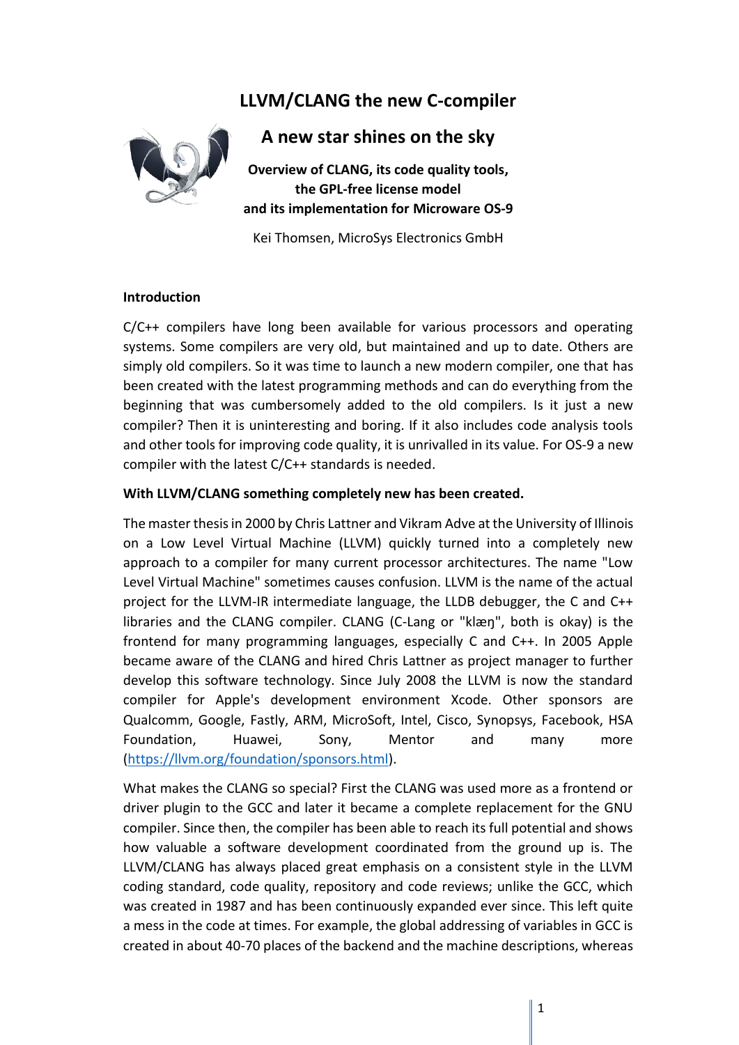# LLVM/CLANG the new C-compiler

## A new star shines on the sky

**Overview of CLANG, its code quality tools,
the GPL-free license model
and its implementation for Microware OS-9**

Kei Thomsen, MicroSys Electronics GmbH

**Introduction**

C/C++ compilers have long been available for various processors and operating systems. Some compilers are very old, but maintained and up to date. Others are simply old compilers. So it was time to launch a new modern compiler, one that has been created with the latest programming methods and can do everything from the beginning that was cumbersomely added to the old compilers. Is it just a new compiler? Then it is uninteresting and boring. If it also includes code analysis tools and other tools for improving code quality, it is unrivalled in its value. For OS-9 a new compiler with the latest C/C++ standards is needed.

**With LLVM/CLANG something completely new has been created.**

The master thesis in 2000 by Chris Lattner and Vikram Adve at the University of Illinois on a Low Level Virtual Machine (LLVM) quickly turned into a completely new approach to a compiler for many current processor architectures. The name "Low Level Virtual Machine" sometimes causes confusion. LLVM is the name of the actual project for the LLVM-IR intermediate language, the LLDB debugger, the C and C++ libraries and the CLANG compiler. CLANG (C-Lang or "klæŋ", both is okay) is the frontend for many programming languages, especially C and C++. In 2005 Apple became aware of the CLANG and hired Chris Lattner as project manager to further develop this software technology. Since July 2008 the LLVM is now the standard compiler for Apple's development environment Xcode. Other sponsors are Qualcomm, Google, Fastly, ARM, MicroSoft, Intel, Cisco, Synopsys, Facebook, HSA Foundation, Huawei, Sony, Mentor and many more (https://llvm.org/foundation/sponsors.html).

What makes the CLANG so special? First the CLANG was used more as a frontend or driver plugin to the GCC and later it became a complete replacement for the GNU compiler. Since then, the compiler has been able to reach its full potential and shows how valuable a software development coordinated from the ground up is. The LLVM/CLANG has always placed great emphasis on a consistent style in the LLVM coding standard, code quality, repository and code reviews; unlike the GCC, which was created in 1987 and has been continuously expanded ever since. This left quite a mess in the code at times. For example, the global addressing of variables in GCC is created in about 40-70 places of the backend and the machine descriptions, whereas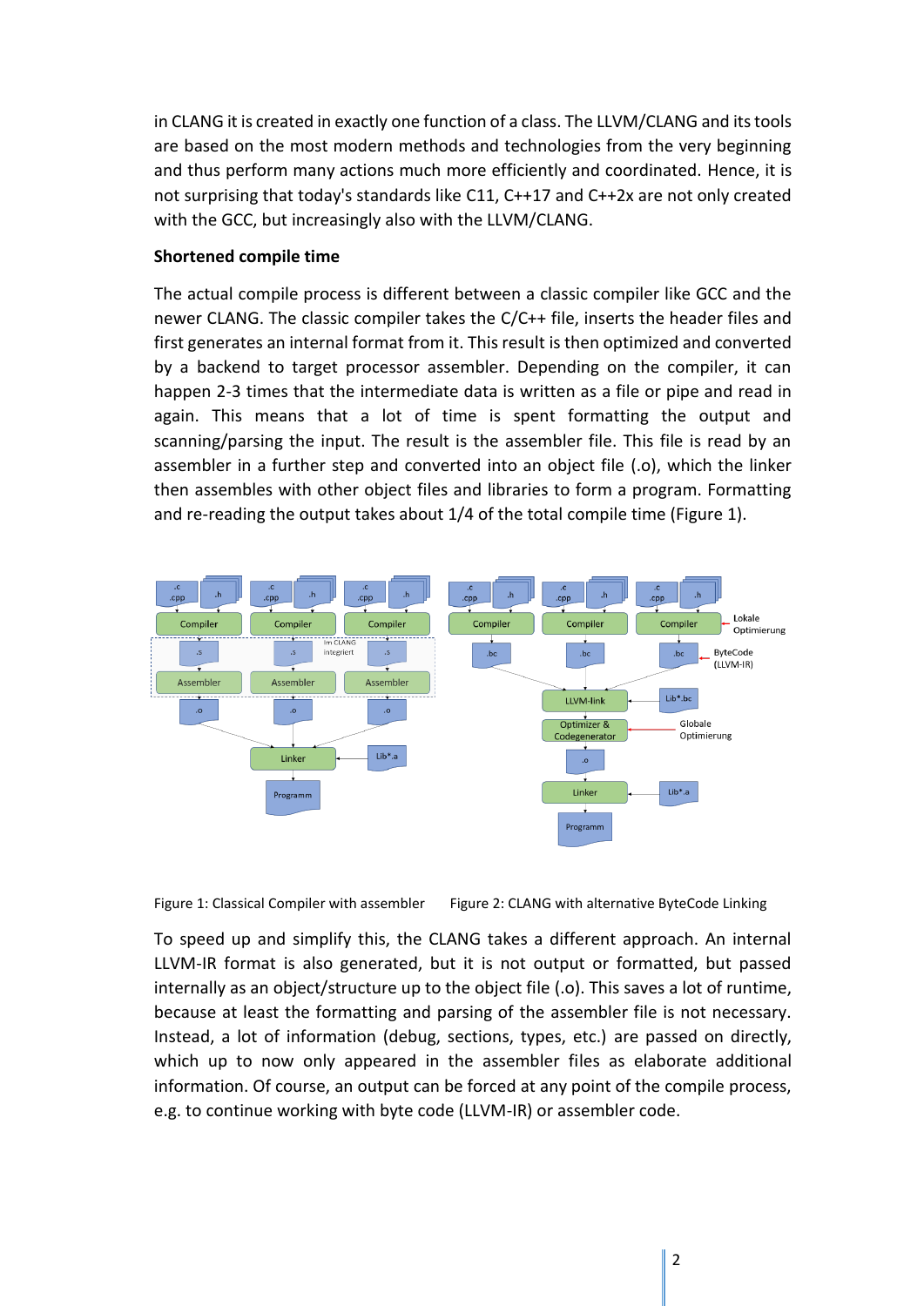in CLANG it is created in exactly one function of a class. The LLVM/CLANG and its tools are based on the most modern methods and technologies from the very beginning and thus perform many actions much more efficiently and coordinated. Hence, it is not surprising that today's standards like C11, C++17 and C++2x are not only created with the GCC, but increasingly also with the LLVM/CLANG.

**Shortened compile time**

The actual compile process is different between a classic compiler like GCC and the newer CLANG. The classic compiler takes the C/C++ file, inserts the header files and first generates an internal format from it. This result is then optimized and converted by a backend to target processor assembler. Depending on the compiler, it can happen 2-3 times that the intermediate data is written as a file or pipe and read in again. This means that a lot of time is spent formatting the output and scanning/parsing the input. The result is the assembler file. This file is read by an assembler in a further step and converted into an object file (.o), which the linker then assembles with other object files and libraries to form a program. Formatting and re-reading the output takes about 1/4 of the total compile time (Figure 1).

Figure 1: Classical Compiler with assembler

Figure 2: CLANG with alternative ByteCode Linking

To speed up and simplify this, the CLANG takes a different approach. An internal LLVM-IR format is also generated, but it is not output or formatted, but passed internally as an object/structure up to the object file (.o). This saves a lot of runtime, because at least the formatting and parsing of the assembler file is not necessary. Instead, a lot of information (debug, sections, types, etc.) are passed on directly, which up to now only appeared in the assembler files as elaborate additional information. Of course, an output can be forced at any point of the compile process, e.g. to continue working with byte code (LLVM-IR) or assembler code.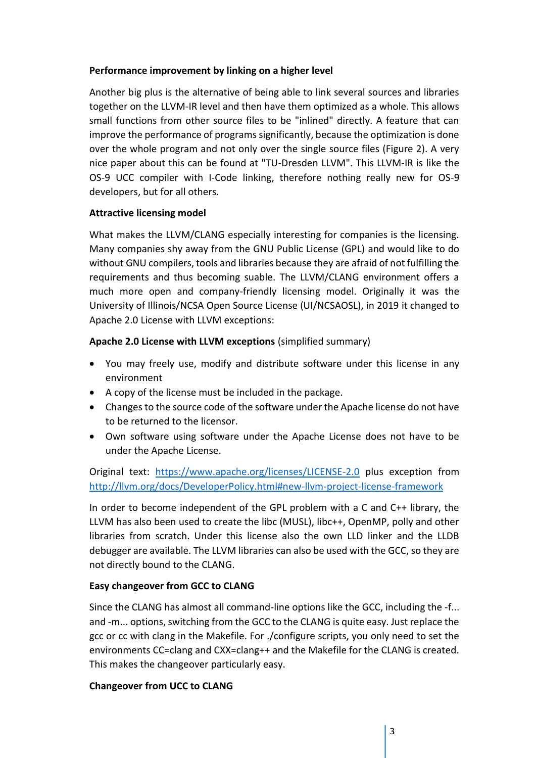**Performance improvement by linking on a higher level**

Another big plus is the alternative of being able to link several sources and libraries together on the LLVM-IR level and then have them optimized as a whole. This allows small functions from other source files to be "inlined" directly. A feature that can improve the performance of programs significantly, because the optimization is done over the whole program and not only over the single source files (Figure 2). A very nice paper about this can be found at "TU-Dresden LLVM". This LLVM-IR is like the OS-9 UCC compiler with I-Code linking, therefore nothing really new for OS-9 developers, but for all others.

**Attractive licensing model**

What makes the LLVM/CLANG especially interesting for companies is the licensing. Many companies shy away from the GNU Public License (GPL) and would like to do without GNU compilers, tools and libraries because they are afraid of not fulfilling the requirements and thus becoming suable. The LLVM/CLANG environment offers a much more open and company-friendly licensing model. Originally it was the University of Illinois/NCSA Open Source License (UI/NCSAOSL), in 2019 it changed to Apache 2.0 License with LLVM exceptions:

**Apache 2.0 License with LLVM exceptions** (simplified summary)

- You may freely use, modify and distribute software under this license in any environment
- A copy of the license must be included in the package.
- Changes to the source code of the software under the Apache license do not have to be returned to the licensor.
- Own software using software under the Apache License does not have to be under the Apache License.

Original text: [https://www.apache.org/licenses/LICENSE-2.0](https://www.apache.org/licenses/LICENSE-2.0) plus exception from [http://llvm.org/docs/DeveloperPolicy.html#new-llvm-project-license-framework](http://llvm.org/docs/DeveloperPolicy.html#new-llvm-project-license-framework)

In order to become independent of the GPL problem with a C and C++ library, the LLVM has also been used to create the libc (MUSL), libc++, OpenMP, polly and other libraries from scratch. Under this license also the own LLD linker and the LLDB debugger are available. The LLVM libraries can also be used with the GCC, so they are not directly bound to the CLANG.

**Easy changeover from GCC to CLANG**

Since the CLANG has almost all command-line options like the GCC, including the -f... and -m... options, switching from the GCC to the CLANG is quite easy. Just replace the gcc or cc with clang in the Makefile. For ./configure scripts, you only need to set the environments CC=clang and CXX=clang++ and the Makefile for the CLANG is created. This makes the changeover particularly easy.

**Changeover from UCC to CLANG**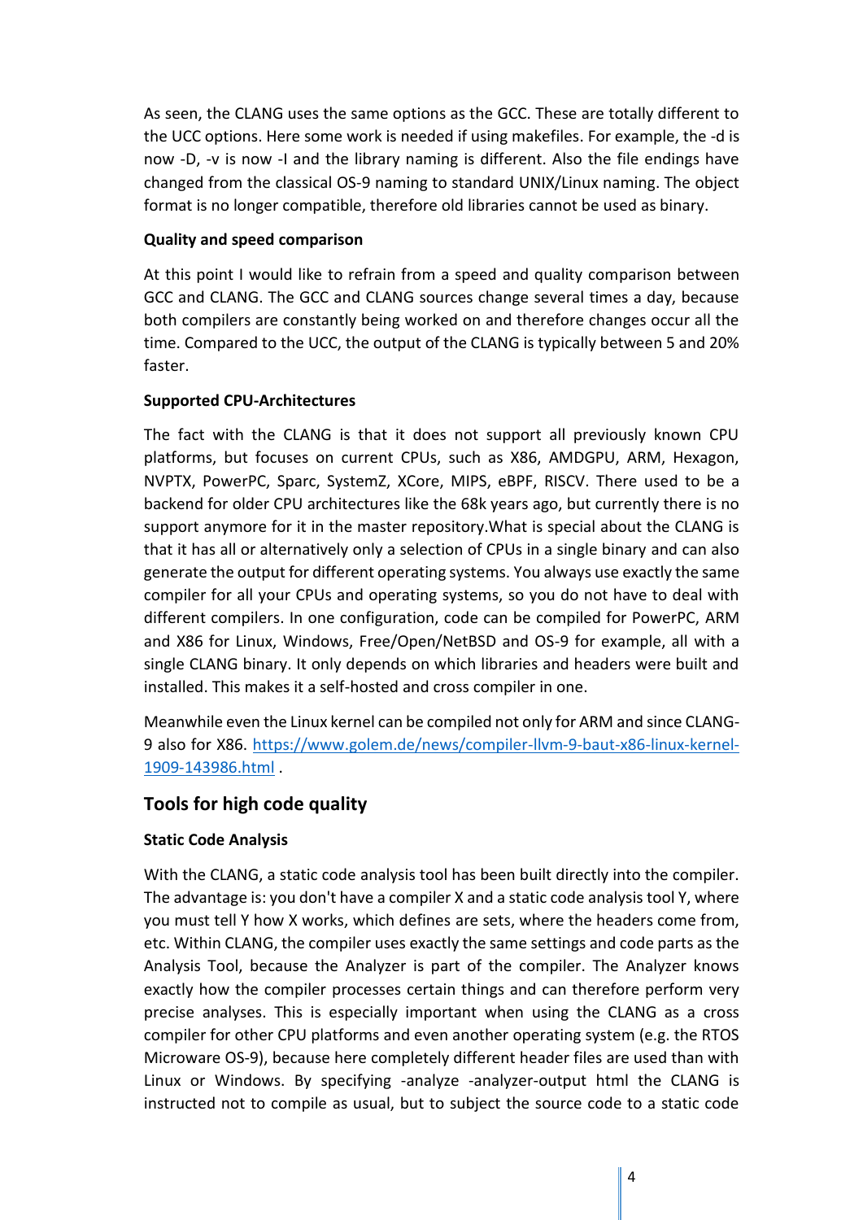As seen, the CLANG uses the same options as the GCC. These are totally different to the UCC options. Here some work is needed if using makefiles. For example, the -d is now -D, -v is now -I and the library naming is different. Also the file endings have changed from the classical OS-9 naming to standard UNIX/Linux naming. The object format is no longer compatible, therefore old libraries cannot be used as binary.

#### Quality and speed comparison

At this point I would like to refrain from a speed and quality comparison between GCC and CLANG. The GCC and CLANG sources change several times a day, because both compilers are constantly being worked on and therefore changes occur all the time. Compared to the UCC, the output of the CLANG is typically between 5 and 20% faster.

#### Supported CPU-Architectures

The fact with the CLANG is that it does not support all previously known CPU platforms, but focuses on current CPUs, such as X86, AMDGPU, ARM, Hexagon, NVPTX, PowerPC, Sparc, SystemZ, XCore, MIPS, eBPF, RISCV. There used to be a backend for older CPU architectures like the 68k years ago, but currently there is no support anymore for it in the master repository.What is special about the CLANG is that it has all or alternatively only a selection of CPUs in a single binary and can also generate the output for different operating systems. You always use exactly the same compiler for all your CPUs and operating systems, so you do not have to deal with different compilers. In one configuration, code can be compiled for PowerPC, ARM and X86 for Linux, Windows, Free/Open/NetBSD and OS-9 for example, all with a single CLANG binary. It only depends on which libraries and headers were built and installed. This makes it a self-hosted and cross compiler in one.

Meanwhile even the Linux kernel can be compiled not only for ARM and since CLANG-9 also for X86. [https://www.golem.de/news/compiler-llvm-9-baut-x86-linux-kernel-1909-143986.html](https://www.golem.de/news/compiler-llvm-9-baut-x86-linux-kernel-1909-143986.html) .

## Tools for high code quality

#### Static Code Analysis

With the CLANG, a static code analysis tool has been built directly into the compiler. The advantage is: you don't have a compiler X and a static code analysis tool Y, where you must tell Y how X works, which defines are sets, where the headers come from, etc. Within CLANG, the compiler uses exactly the same settings and code parts as the Analysis Tool, because the Analyzer is part of the compiler. The Analyzer knows exactly how the compiler processes certain things and can therefore perform very precise analyses. This is especially important when using the CLANG as a cross compiler for other CPU platforms and even another operating system (e.g. the RTOS Microware OS-9), because here completely different header files are used than with Linux or Windows. By specifying -analyze -analyzer-output html the CLANG is instructed not to compile as usual, but to subject the source code to a static code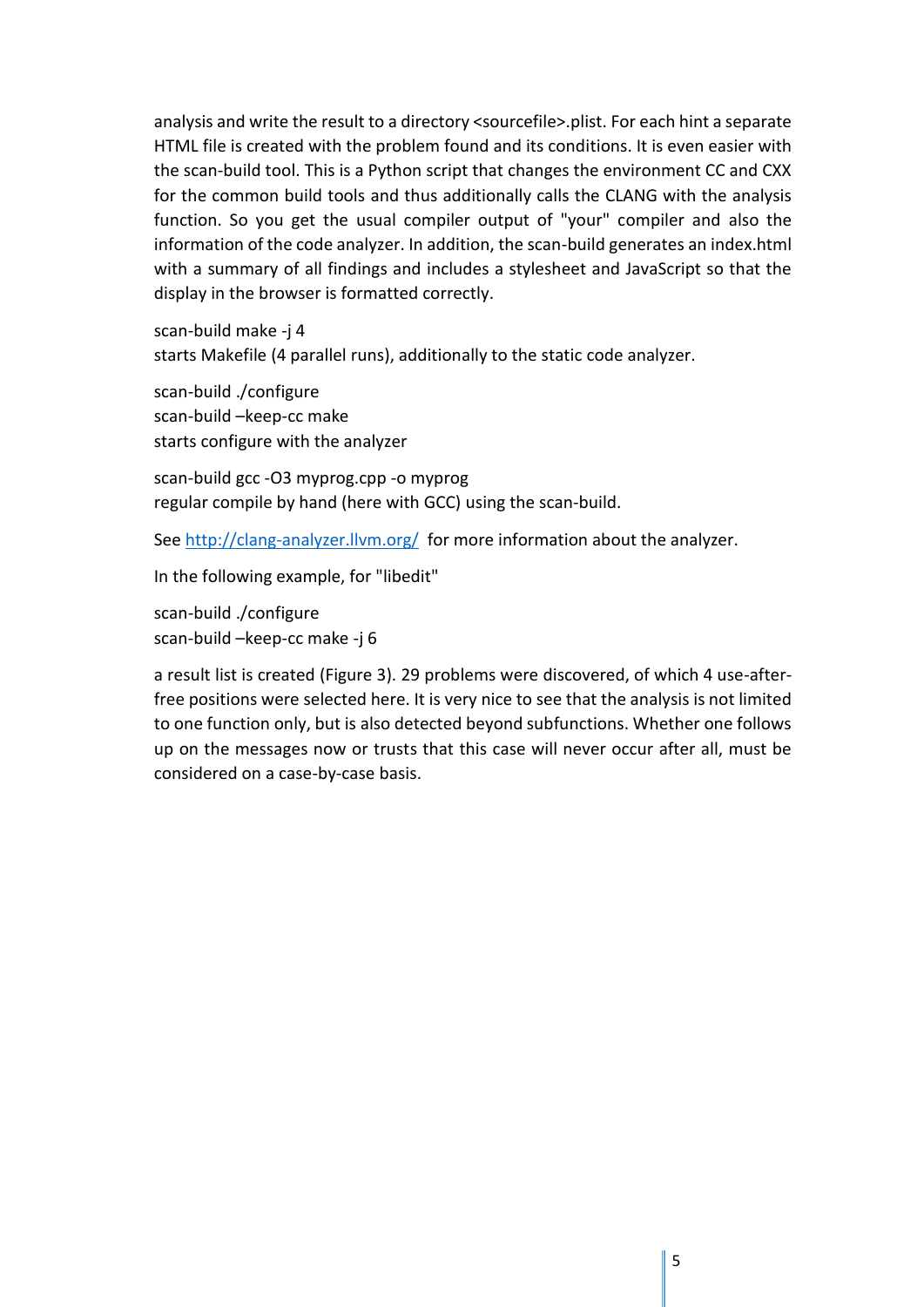analysis and write the result to a directory <sourcefile>.plist. For each hint a separate HTML file is created with the problem found and its conditions. It is even easier with the scan-build tool. This is a Python script that changes the environment CC and CXX for the common build tools and thus additionally calls the CLANG with the analysis function. So you get the usual compiler output of "your" compiler and also the information of the code analyzer. In addition, the scan-build generates an index.html with a summary of all findings and includes a stylesheet and JavaScript so that the display in the browser is formatted correctly.

scan-build make -j 4
starts Makefile (4 parallel runs), additionally to the static code analyzer.

scan-build ./configure
scan-build –keep-cc make
starts configure with the analyzer

scan-build gcc -O3 myprog.cpp -o myprog
regular compile by hand (here with GCC) using the scan-build.

See [http://clang-analyzer.llvm.org/](http://clang-analyzer.llvm.org/) for more information about the analyzer.

In the following example, for "libedit"

scan-build ./configure
scan-build –keep-cc make -j 6

a result list is created (Figure 3). 29 problems were discovered, of which 4 use-after-free positions were selected here. It is very nice to see that the analysis is not limited to one function only, but is also detected beyond subfunctions. Whether one follows up on the messages now or trusts that this case will never occur after all, must be considered on a case-by-case basis.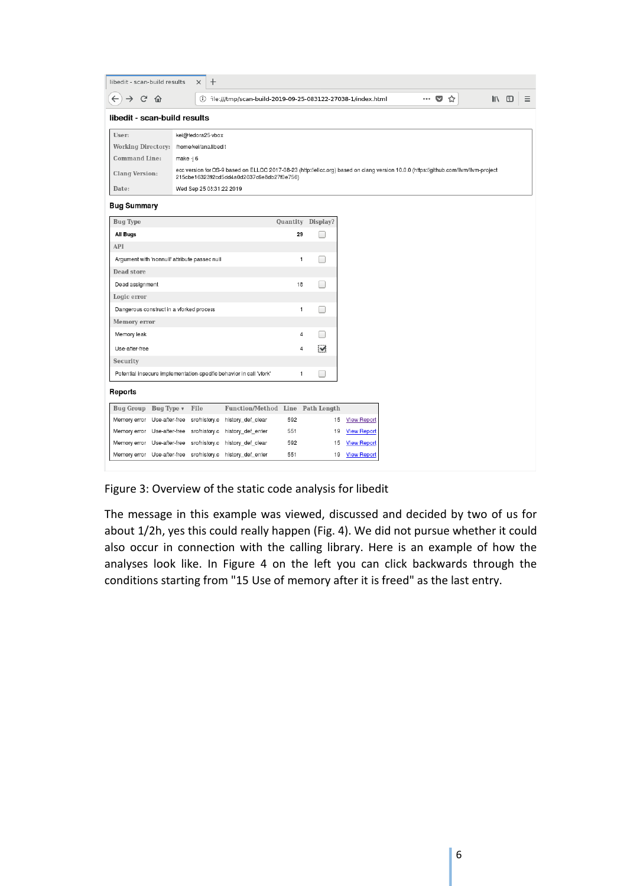libedit - scan-build results

file:///tmp/scan-build-2019-09-25-083122-27038-1/index.html

**libedit - scan-build results**

| | |
|---|---|
| User: | kei@fedora25-vbox |
| Working Directory: | /home/kei/ana.libedit |
| Command Line: | make -j 6 |
| Clang Version: | ecc version for OS-9 based on ELLCC 2017-08-23 (http://ellcc.org) based on clang version 10.0.0 (https://github.com/llvm/llvm-project 215cbe1632392cd5dd4a0d2037c6e8db27f0e756) |
| Date: | Wed Sep 25 08:31:22 2019 |

**Bug Summary**

| Bug Type | Quantity | Display? |
|---|---|---|
| **All Bugs** | 29 | ☐ |
| **API** | | |
| Argument with 'nonnull' attribute passed null | 1 | ☐ |
| **Dead store** | | |
| Dead assignment | 18 | ☐ |
| **Logic error** | | |
| Dangerous construct in a vforked process | 1 | ☐ |
| **Memory error** | | |
| Memory leak | 4 | ☐ |
| Use-after-free | 4 | ☑ |
| **Security** | | |
| Potential insecure implementation-specific behavior in call 'vfork' | 1 | ☐ |

**Reports**

| Bug Group | Bug Type ▾ | File | Function/Method | Line | Path Length | |
|---|---|---|---|---|---|---|
| Memory error | Use-after-free | src/history.c | history_def_clear | 592 | 15 | View Report |
| Memory error | Use-after-free | src/history.c | history_def_enter | 551 | 19 | View Report |
| Memory error | Use-after-free | src/history.c | history_def_clear | 592 | 15 | View Report |
| Memory error | Use-after-free | src/history.c | history_def_enter | 551 | 19 | View Report |

Figure 3: Overview of the static code analysis for libedit

The message in this example was viewed, discussed and decided by two of us for about 1/2h, yes this could really happen (Fig. 4). We did not pursue whether it could also occur in connection with the calling library. Here is an example of how the analyses look like. In Figure 4 on the left you can click backwards through the conditions starting from "15 Use of memory after it is freed" as the last entry.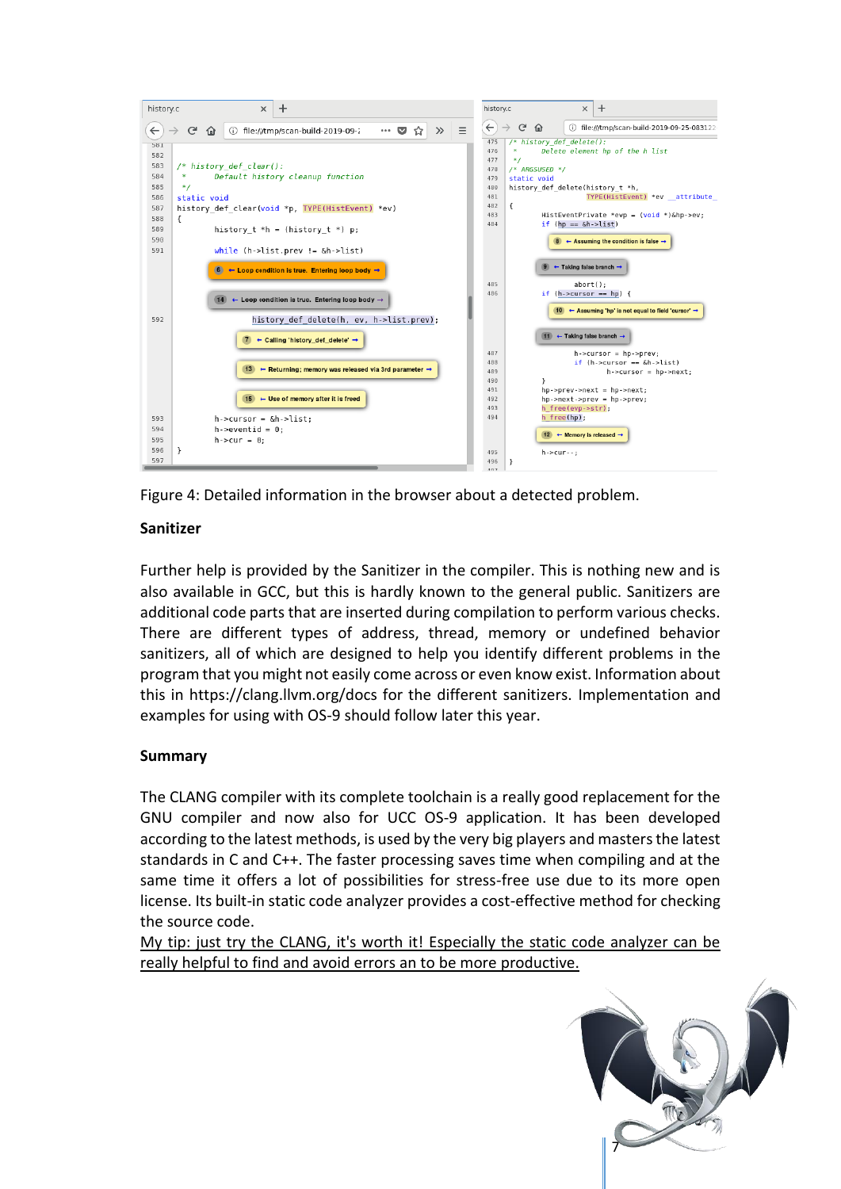Figure 4: Detailed information in the browser about a detected problem.

**Sanitizer**

Further help is provided by the Sanitizer in the compiler. This is nothing new and is also available in GCC, but this is hardly known to the general public. Sanitizers are additional code parts that are inserted during compilation to perform various checks. There are different types of address, thread, memory or undefined behavior sanitizers, all of which are designed to help you identify different problems in the program that you might not easily come across or even know exist. Information about this in https://clang.llvm.org/docs for the different sanitizers. Implementation and examples for using with OS-9 should follow later this year.

**Summary**

The CLANG compiler with its complete toolchain is a really good replacement for the GNU compiler and now also for UCC OS-9 application. It has been developed according to the latest methods, is used by the very big players and masters the latest standards in C and C++. The faster processing saves time when compiling and at the same time it offers a lot of possibilities for stress-free use due to its more open license. Its built-in static code analyzer provides a cost-effective method for checking the source code.

My tip: just try the CLANG, it's worth it! Especially the static code analyzer can be really helpful to find and avoid errors an to be more productive.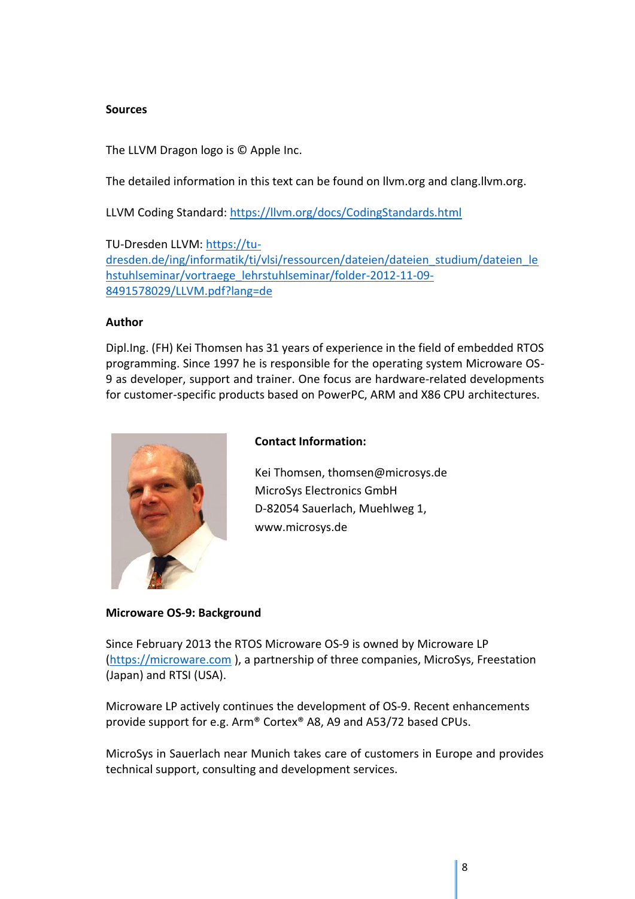**Sources**

The LLVM Dragon logo is © Apple Inc.

The detailed information in this text can be found on llvm.org and clang.llvm.org.

LLVM Coding Standard: https://llvm.org/docs/CodingStandards.html

TU-Dresden LLVM: https://tu-dresden.de/ing/informatik/ti/vlsi/ressourcen/dateien/dateien_studium/dateien_lehstuhlseminar/vortraege_lehrstuhlseminar/folder-2012-11-09-8491578029/LLVM.pdf?lang=de

**Author**

Dipl.Ing. (FH) Kei Thomsen has 31 years of experience in the field of embedded RTOS programming. Since 1997 he is responsible for the operating system Microware OS-9 as developer, support and trainer. One focus are hardware-related developments for customer-specific products based on PowerPC, ARM and X86 CPU architectures.

**Contact Information:**

Kei Thomsen, thomsen@microsys.de
MicroSys Electronics GmbH
D-82054 Sauerlach, Muehlweg 1,
www.microsys.de

**Microware OS-9: Background**

Since February 2013 the RTOS Microware OS-9 is owned by Microware LP (https://microware.com ), a partnership of three companies, MicroSys, Freestation (Japan) and RTSI (USA).

Microware LP actively continues the development of OS-9. Recent enhancements provide support for e.g. Arm® Cortex® A8, A9 and A53/72 based CPUs.

MicroSys in Sauerlach near Munich takes care of customers in Europe and provides technical support, consulting and development services.